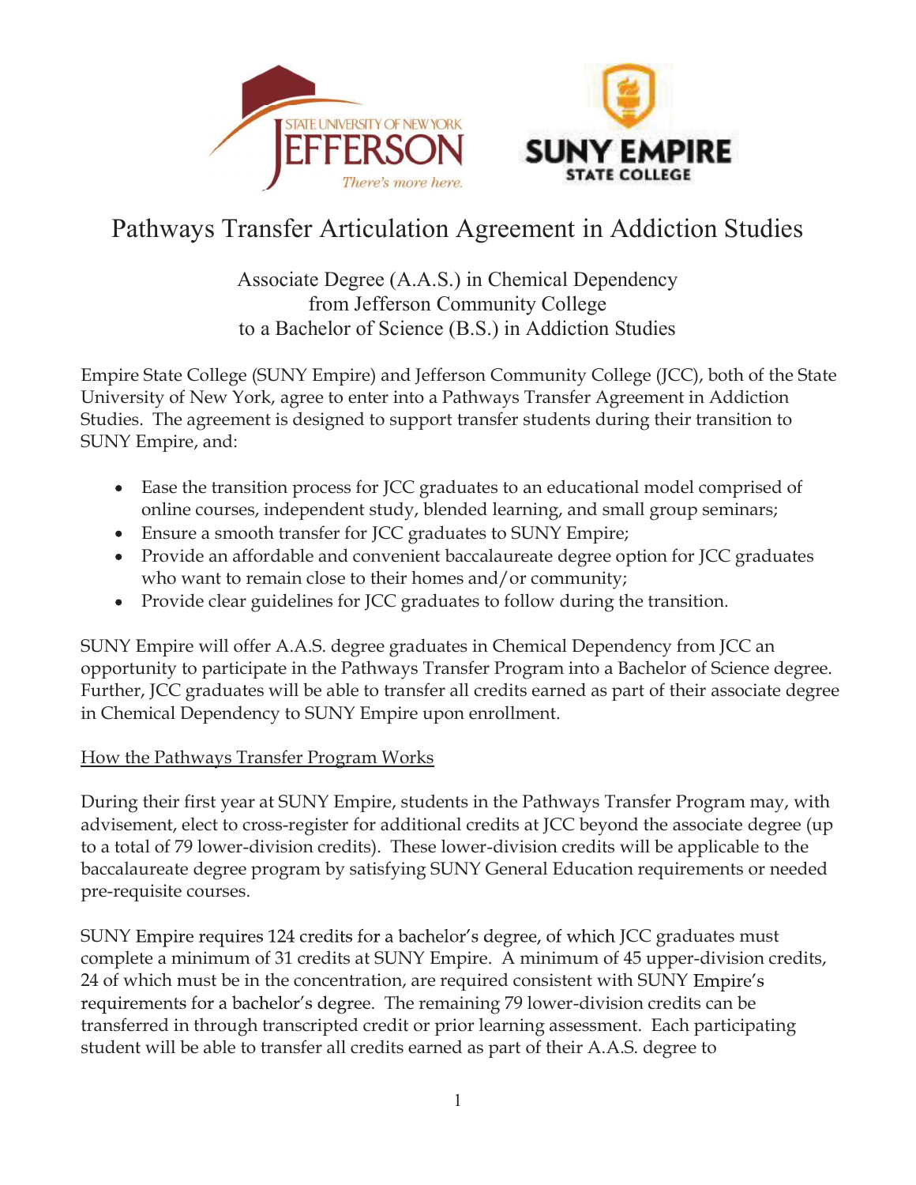# Pathways Transfer Articulation Agreement in Addiction Studies

Associate Degree (A.A.S.) in Chemical Dependency
from Jefferson Community College
to a Bachelor of Science (B.S.) in Addiction Studies

Empire State College (SUNY Empire) and Jefferson Community College (JCC), both of the State University of New York, agree to enter into a Pathways Transfer Agreement in Addiction Studies. The agreement is designed to support transfer students during their transition to SUNY Empire, and:

- Ease the transition process for JCC graduates to an educational model comprised of online courses, independent study, blended learning, and small group seminars;
- Ensure a smooth transfer for JCC graduates to SUNY Empire;
- Provide an affordable and convenient baccalaureate degree option for JCC graduates who want to remain close to their homes and/or community;
- Provide clear guidelines for JCC graduates to follow during the transition.

SUNY Empire will offer A.A.S. degree graduates in Chemical Dependency from JCC an opportunity to participate in the Pathways Transfer Program into a Bachelor of Science degree. Further, JCC graduates will be able to transfer all credits earned as part of their associate degree in Chemical Dependency to SUNY Empire upon enrollment.

## How the Pathways Transfer Program Works

During their first year at SUNY Empire, students in the Pathways Transfer Program may, with advisement, elect to cross-register for additional credits at JCC beyond the associate degree (up to a total of 79 lower-division credits). These lower-division credits will be applicable to the baccalaureate degree program by satisfying SUNY General Education requirements or needed pre-requisite courses.

SUNY Empire requires 124 credits for a bachelor's degree, of which JCC graduates must complete a minimum of 31 credits at SUNY Empire. A minimum of 45 upper-division credits, 24 of which must be in the concentration, are required consistent with SUNY Empire's requirements for a bachelor's degree. The remaining 79 lower-division credits can be transferred in through transcripted credit or prior learning assessment. Each participating student will be able to transfer all credits earned as part of their A.A.S. degree to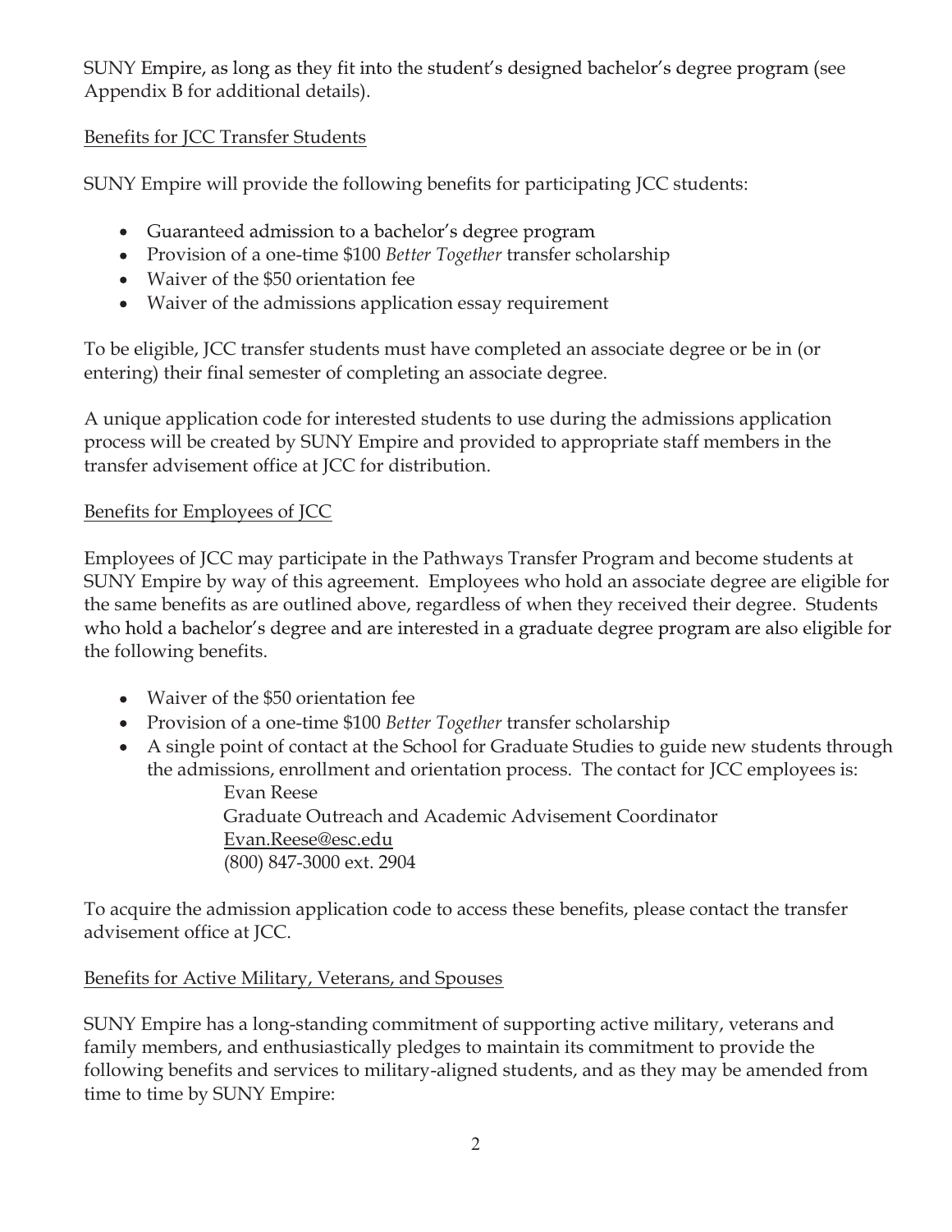SUNY Empire, as long as they fit into the student's designed bachelor's degree program (see Appendix B for additional details).

## Benefits for JCC Transfer Students

SUNY Empire will provide the following benefits for participating JCC students:

- Guaranteed admission to a bachelor's degree program
- Provision of a one-time $100 *Better Together* transfer scholarship
- Waiver of the $50 orientation fee
- Waiver of the admissions application essay requirement

To be eligible, JCC transfer students must have completed an associate degree or be in (or entering) their final semester of completing an associate degree.

A unique application code for interested students to use during the admissions application process will be created by SUNY Empire and provided to appropriate staff members in the transfer advisement office at JCC for distribution.

## Benefits for Employees of JCC

Employees of JCC may participate in the Pathways Transfer Program and become students at SUNY Empire by way of this agreement. Employees who hold an associate degree are eligible for the same benefits as are outlined above, regardless of when they received their degree. Students who hold a bachelor's degree and are interested in a graduate degree program are also eligible for the following benefits.

- Waiver of the $50 orientation fee
- Provision of a one-time $100 *Better Together* transfer scholarship
- A single point of contact at the School for Graduate Studies to guide new students through the admissions, enrollment and orientation process. The contact for JCC employees is:
  Evan Reese
  Graduate Outreach and Academic Advisement Coordinator
  Evan.Reese@esc.edu
  (800) 847-3000 ext. 2904

To acquire the admission application code to access these benefits, please contact the transfer advisement office at JCC.

## Benefits for Active Military, Veterans, and Spouses

SUNY Empire has a long-standing commitment of supporting active military, veterans and family members, and enthusiastically pledges to maintain its commitment to provide the following benefits and services to military-aligned students, and as they may be amended from time to time by SUNY Empire: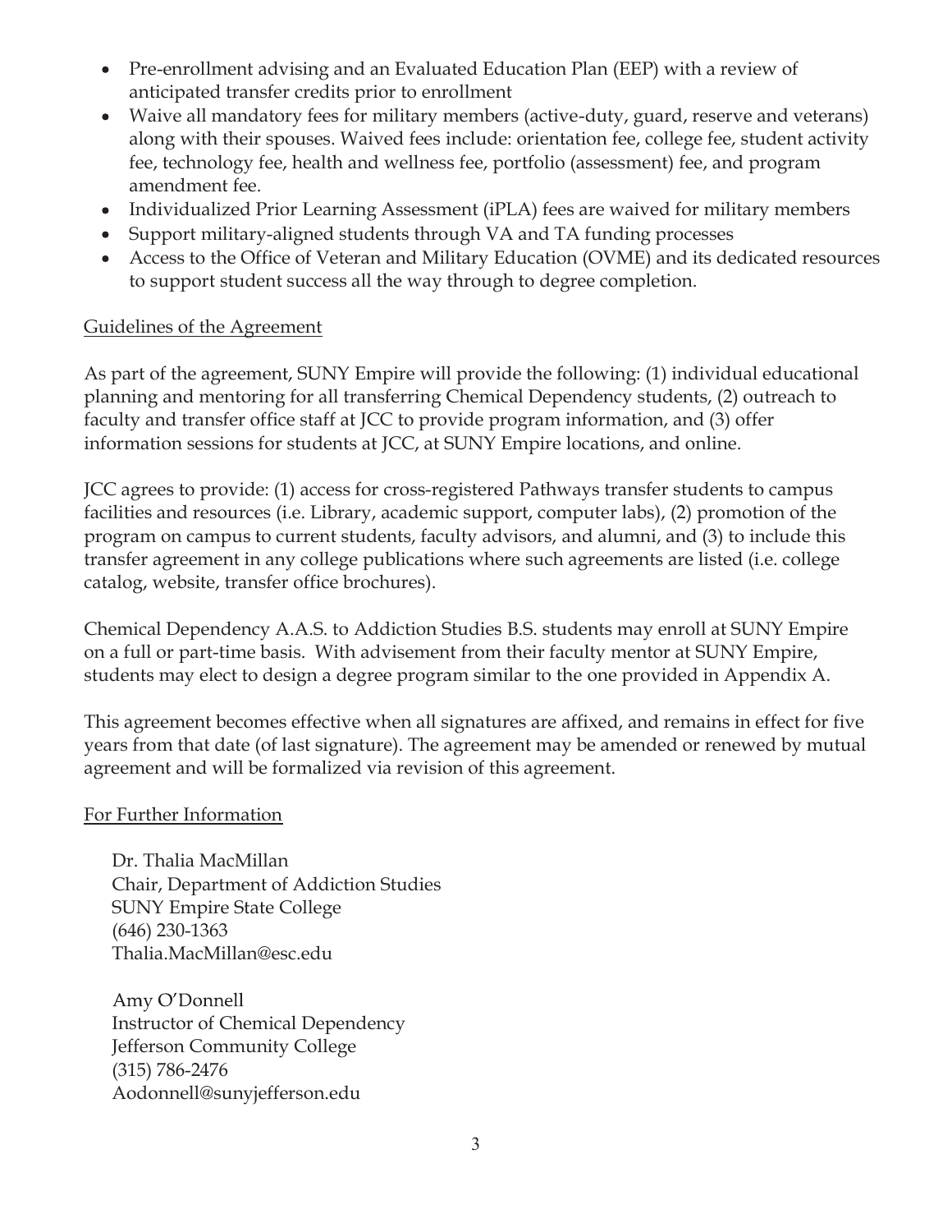- Pre-enrollment advising and an Evaluated Education Plan (EEP) with a review of anticipated transfer credits prior to enrollment
- Waive all mandatory fees for military members (active-duty, guard, reserve and veterans) along with their spouses. Waived fees include: orientation fee, college fee, student activity fee, technology fee, health and wellness fee, portfolio (assessment) fee, and program amendment fee.
- Individualized Prior Learning Assessment (iPLA) fees are waived for military members
- Support military-aligned students through VA and TA funding processes
- Access to the Office of Veteran and Military Education (OVME) and its dedicated resources to support student success all the way through to degree completion.

## Guidelines of the Agreement

As part of the agreement, SUNY Empire will provide the following: (1) individual educational planning and mentoring for all transferring Chemical Dependency students, (2) outreach to faculty and transfer office staff at JCC to provide program information, and (3) offer information sessions for students at JCC, at SUNY Empire locations, and online.

JCC agrees to provide: (1) access for cross-registered Pathways transfer students to campus facilities and resources (i.e. Library, academic support, computer labs), (2) promotion of the program on campus to current students, faculty advisors, and alumni, and (3) to include this transfer agreement in any college publications where such agreements are listed (i.e. college catalog, website, transfer office brochures).

Chemical Dependency A.A.S. to Addiction Studies B.S. students may enroll at SUNY Empire on a full or part-time basis. With advisement from their faculty mentor at SUNY Empire, students may elect to design a degree program similar to the one provided in Appendix A.

This agreement becomes effective when all signatures are affixed, and remains in effect for five years from that date (of last signature). The agreement may be amended or renewed by mutual agreement and will be formalized via revision of this agreement.

## For Further Information

Dr. Thalia MacMillan
Chair, Department of Addiction Studies
SUNY Empire State College
(646) 230-1363
Thalia.MacMillan@esc.edu

Amy O'Donnell
Instructor of Chemical Dependency
Jefferson Community College
(315) 786-2476
Aodonnell@sunyjefferson.edu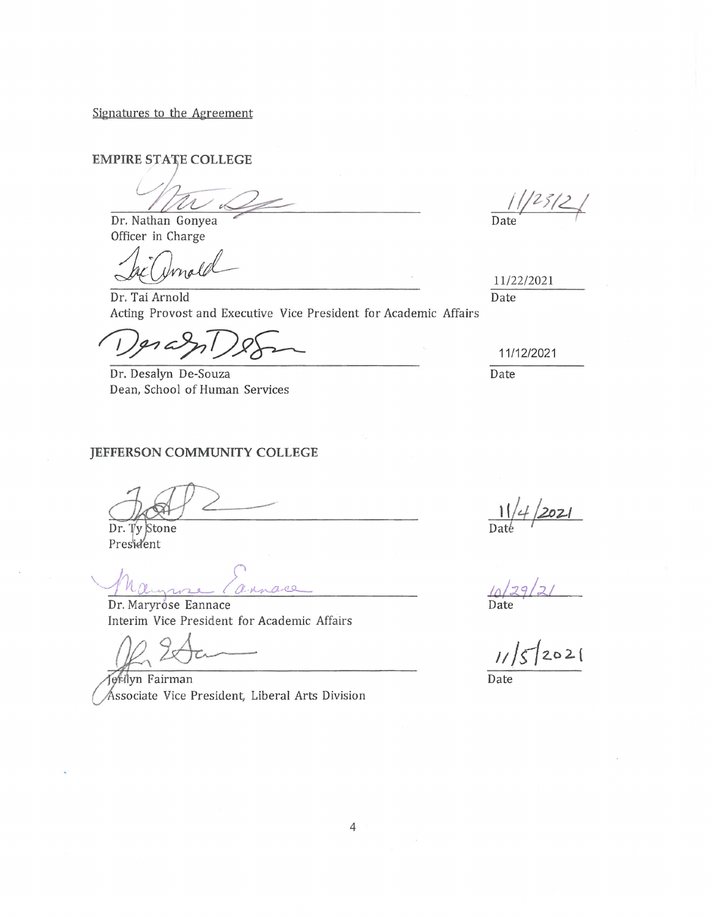Signatures to the Agreement

**EMPIRE STATE COLLEGE**

Dr. Nathan Gonyea
Officer in Charge

Date: 11/23/21

Dr. Tai Arnold
Acting Provost and Executive Vice President for Academic Affairs

Date: 11/22/2021

Dr. Desalyn De-Souza
Dean, School of Human Services

Date: 11/12/2021

**JEFFERSON COMMUNITY COLLEGE**

Dr. Ty Stone
President

Date: 11/4/2021

Dr. Maryrose Eannace
Interim Vice President for Academic Affairs

Date: 10/29/21

Jerilyn Fairman
Associate Vice President, Liberal Arts Division

Date: 11/5/2021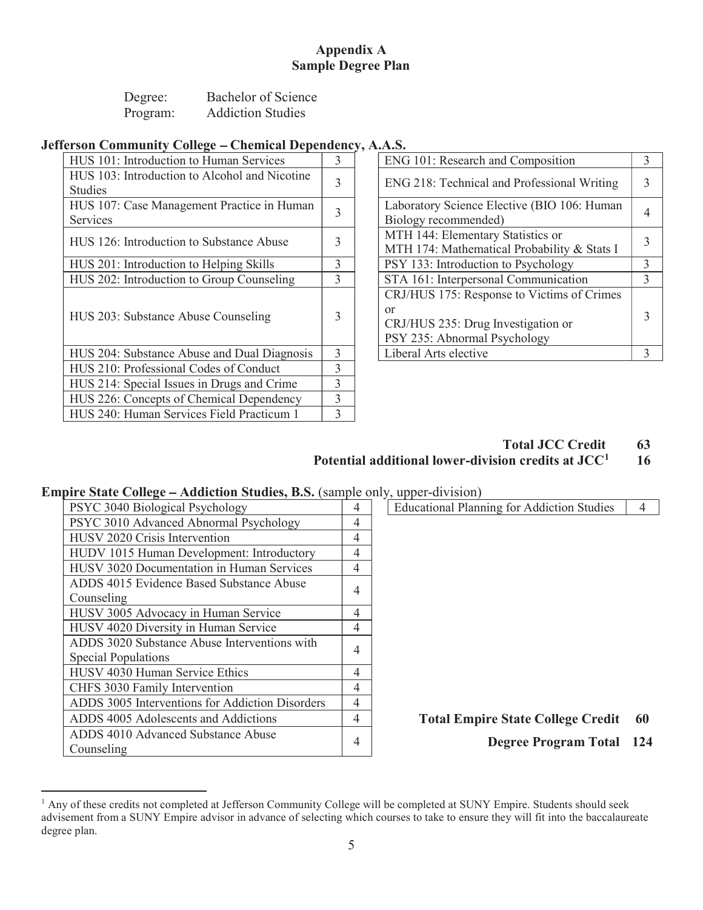# Appendix A
## Sample Degree Plan

Degree: Bachelor of Science
Program: Addiction Studies

### Jefferson Community College – Chemical Dependency, A.A.S.

| Course | Credits |
| --- | --- |
| HUS 101: Introduction to Human Services | 3 |
| HUS 103: Introduction to Alcohol and Nicotine Studies | 3 |
| HUS 107: Case Management Practice in Human Services | 3 |
| HUS 126: Introduction to Substance Abuse | 3 |
| HUS 201: Introduction to Helping Skills | 3 |
| HUS 202: Introduction to Group Counseling | 3 |
| HUS 203: Substance Abuse Counseling | 3 |
| HUS 204: Substance Abuse and Dual Diagnosis | 3 |
| HUS 210: Professional Codes of Conduct | 3 |
| HUS 214: Special Issues in Drugs and Crime | 3 |
| HUS 226: Concepts of Chemical Dependency | 3 |
| HUS 240: Human Services Field Practicum 1 | 3 |

| Course | Credits |
| --- | --- |
| ENG 101: Research and Composition | 3 |
| ENG 218: Technical and Professional Writing | 3 |
| Laboratory Science Elective (BIO 106: Human Biology recommended) | 4 |
| MTH 144: Elementary Statistics or MTH 174: Mathematical Probability & Stats I | 3 |
| PSY 133: Introduction to Psychology | 3 |
| STA 161: Interpersonal Communication | 3 |
| CRJ/HUS 175: Response to Victims of Crimes or CRJ/HUS 235: Drug Investigation or PSY 235: Abnormal Psychology | 3 |
| Liberal Arts elective | 3 |

**Total JCC Credit 63**
**Potential additional lower-division credits at JCC[1] 16**

### Empire State College – Addiction Studies, B.S. (sample only, upper-division)

| Course | Credits |
| --- | --- |
| PSYC 3040 Biological Psychology | 4 |
| PSYC 3010 Advanced Abnormal Psychology | 4 |
| HUSV 2020 Crisis Intervention | 4 |
| HUDV 1015 Human Development: Introductory | 4 |
| HUSV 3020 Documentation in Human Services | 4 |
| ADDS 4015 Evidence Based Substance Abuse Counseling | 4 |
| HUSV 3005 Advocacy in Human Service | 4 |
| HUSV 4020 Diversity in Human Service | 4 |
| ADDS 3020 Substance Abuse Interventions with Special Populations | 4 |
| HUSV 4030 Human Service Ethics | 4 |
| CHFS 3030 Family Intervention | 4 |
| ADDS 3005 Interventions for Addiction Disorders | 4 |
| ADDS 4005 Adolescents and Addictions | 4 |
| ADDS 4010 Advanced Substance Abuse Counseling | 4 |

| Course | Credits |
| --- | --- |
| Educational Planning for Addiction Studies | 4 |

**Total Empire State College Credit 60**

**Degree Program Total 124**

[1] Any of these credits not completed at Jefferson Community College will be completed at SUNY Empire. Students should seek advisement from a SUNY Empire advisor in advance of selecting which courses to take to ensure they will fit into the baccalaureate degree plan.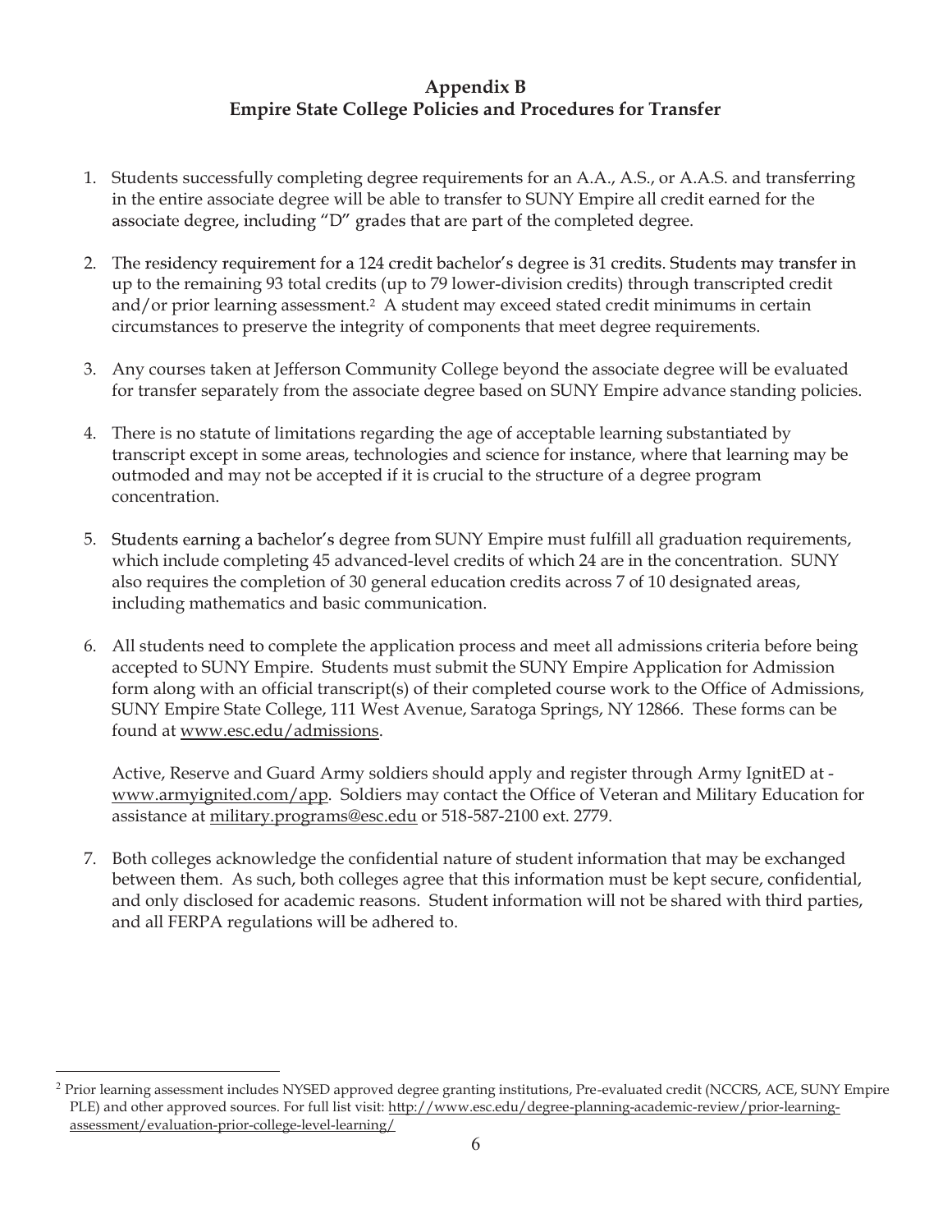## Appendix B
## Empire State College Policies and Procedures for Transfer

1. Students successfully completing degree requirements for an A.A., A.S., or A.A.S. and transferring in the entire associate degree will be able to transfer to SUNY Empire all credit earned for the associate degree, including "D" grades that are part of the completed degree.

2. The residency requirement for a 124 credit bachelor's degree is 31 credits. Students may transfer in up to the remaining 93 total credits (up to 79 lower-division credits) through transcripted credit and/or prior learning assessment.[2] A student may exceed stated credit minimums in certain circumstances to preserve the integrity of components that meet degree requirements.

3. Any courses taken at Jefferson Community College beyond the associate degree will be evaluated for transfer separately from the associate degree based on SUNY Empire advance standing policies.

4. There is no statute of limitations regarding the age of acceptable learning substantiated by transcript except in some areas, technologies and science for instance, where that learning may be outmoded and may not be accepted if it is crucial to the structure of a degree program concentration.

5. Students earning a bachelor's degree from SUNY Empire must fulfill all graduation requirements, which include completing 45 advanced-level credits of which 24 are in the concentration. SUNY also requires the completion of 30 general education credits across 7 of 10 designated areas, including mathematics and basic communication.

6. All students need to complete the application process and meet all admissions criteria before being accepted to SUNY Empire. Students must submit the SUNY Empire Application for Admission form along with an official transcript(s) of their completed course work to the Office of Admissions, SUNY Empire State College, 111 West Avenue, Saratoga Springs, NY 12866. These forms can be found at www.esc.edu/admissions.

   Active, Reserve and Guard Army soldiers should apply and register through Army IgnitED at - www.armyignited.com/app. Soldiers may contact the Office of Veteran and Military Education for assistance at military.programs@esc.edu or 518-587-2100 ext. 2779.

7. Both colleges acknowledge the confidential nature of student information that may be exchanged between them. As such, both colleges agree that this information must be kept secure, confidential, and only disclosed for academic reasons. Student information will not be shared with third parties, and all FERPA regulations will be adhered to.

---

[2] Prior learning assessment includes NYSED approved degree granting institutions, Pre-evaluated credit (NCCRS, ACE, SUNY Empire PLE) and other approved sources. For full list visit: http://www.esc.edu/degree-planning-academic-review/prior-learning-assessment/evaluation-prior-college-level-learning/